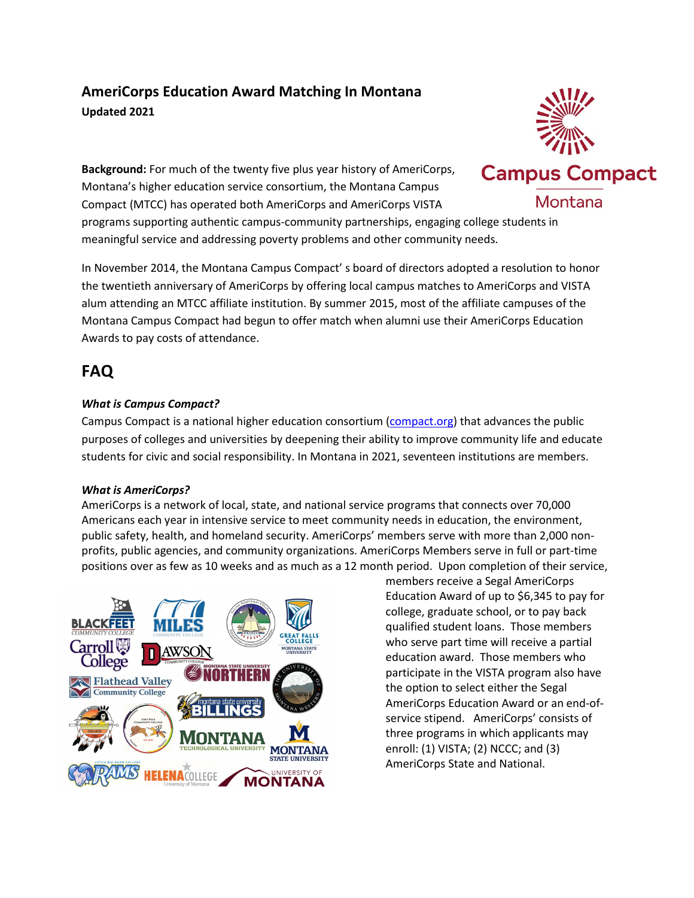# AmeriCorps Education Award Matching In Montana

**Updated 2021**

**Background:** For much of the twenty five plus year history of AmeriCorps, Montana's higher education service consortium, the Montana Campus Compact (MTCC) has operated both AmeriCorps and AmeriCorps VISTA programs supporting authentic campus-community partnerships, engaging college students in meaningful service and addressing poverty problems and other community needs.

In November 2014, the Montana Campus Compact' s board of directors adopted a resolution to honor the twentieth anniversary of AmeriCorps by offering local campus matches to AmeriCorps and VISTA alum attending an MTCC affiliate institution. By summer 2015, most of the affiliate campuses of the Montana Campus Compact had begun to offer match when alumni use their AmeriCorps Education Awards to pay costs of attendance.

## FAQ

### *What is Campus Compact?*

Campus Compact is a national higher education consortium (compact.org) that advances the public purposes of colleges and universities by deepening their ability to improve community life and educate students for civic and social responsibility. In Montana in 2021, seventeen institutions are members.

### *What is AmeriCorps?*

AmeriCorps is a network of local, state, and national service programs that connects over 70,000 Americans each year in intensive service to meet community needs in education, the environment, public safety, health, and homeland security. AmeriCorps' members serve with more than 2,000 non-profits, public agencies, and community organizations. AmeriCorps Members serve in full or part-time positions over as few as 10 weeks and as much as a 12 month period. Upon completion of their service, members receive a Segal AmeriCorps Education Award of up to $6,345 to pay for college, graduate school, or to pay back qualified student loans. Those members who serve part time will receive a partial education award. Those members who participate in the VISTA program also have the option to select either the Segal AmeriCorps Education Award or an end-of-service stipend. AmeriCorps' consists of three programs in which applicants may enroll: (1) VISTA; (2) NCCC; and (3) AmeriCorps State and National.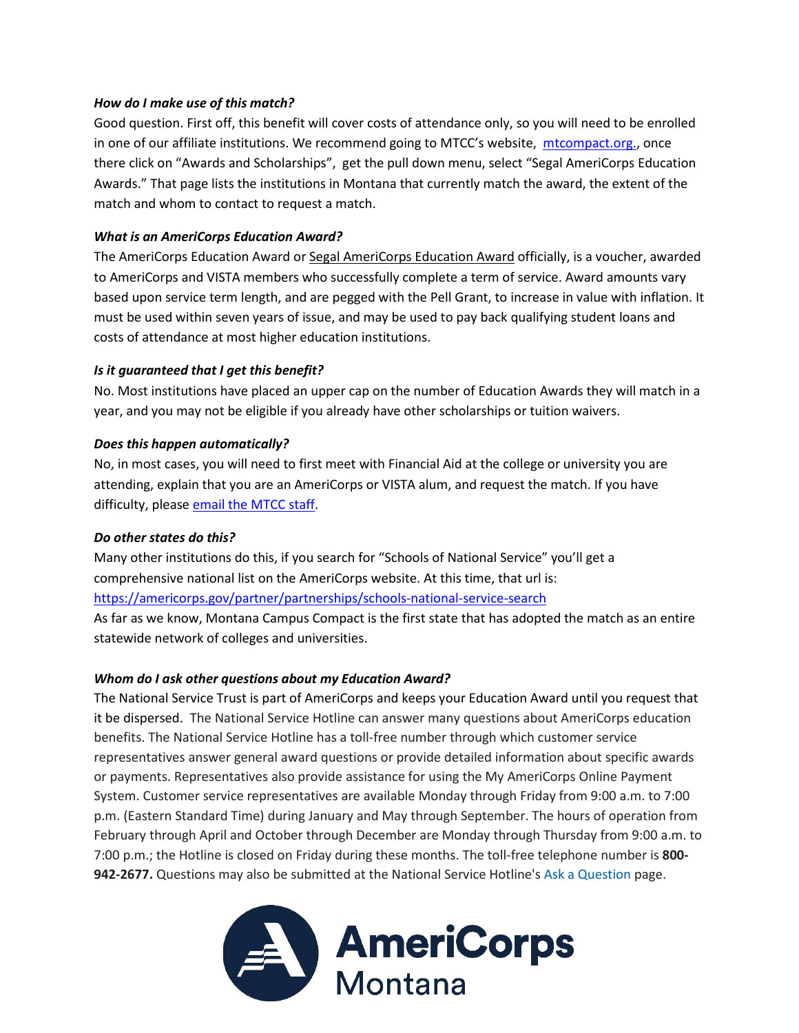***How do I make use of this match?***

Good question. First off, this benefit will cover costs of attendance only, so you will need to be enrolled in one of our affiliate institutions. We recommend going to MTCC's website, [mtcompact.org.](mtcompact.org.), once there click on "Awards and Scholarships", get the pull down menu, select "Segal AmeriCorps Education Awards." That page lists the institutions in Montana that currently match the award, the extent of the match and whom to contact to request a match.

***What is an AmeriCorps Education Award?***

The AmeriCorps Education Award or Segal AmeriCorps Education Award officially, is a voucher, awarded to AmeriCorps and VISTA members who successfully complete a term of service. Award amounts vary based upon service term length, and are pegged with the Pell Grant, to increase in value with inflation. It must be used within seven years of issue, and may be used to pay back qualifying student loans and costs of attendance at most higher education institutions.

***Is it guaranteed that I get this benefit?***

No. Most institutions have placed an upper cap on the number of Education Awards they will match in a year, and you may not be eligible if you already have other scholarships or tuition waivers.

***Does this happen automatically?***

No, in most cases, you will need to first meet with Financial Aid at the college or university you are attending, explain that you are an AmeriCorps or VISTA alum, and request the match. If you have difficulty, please email the MTCC staff.

***Do other states do this?***

Many other institutions do this, if you search for "Schools of National Service" you'll get a comprehensive national list on the AmeriCorps website. At this time, that url is: https://americorps.gov/partner/partnerships/schools-national-service-search

As far as we know, Montana Campus Compact is the first state that has adopted the match as an entire statewide network of colleges and universities.

***Whom do I ask other questions about my Education Award?***

The National Service Trust is part of AmeriCorps and keeps your Education Award until you request that it be dispersed. The National Service Hotline can answer many questions about AmeriCorps education benefits. The National Service Hotline has a toll-free number through which customer service representatives answer general award questions or provide detailed information about specific awards or payments. Representatives also provide assistance for using the My AmeriCorps Online Payment System. Customer service representatives are available Monday through Friday from 9:00 a.m. to 7:00 p.m. (Eastern Standard Time) during January and May through September. The hours of operation from February through April and October through December are Monday through Thursday from 9:00 a.m. to 7:00 p.m.; the Hotline is closed on Friday during these months. The toll-free telephone number is **800-942-2677.** Questions may also be submitted at the National Service Hotline's Ask a Question page.

AmeriCorps
Montana